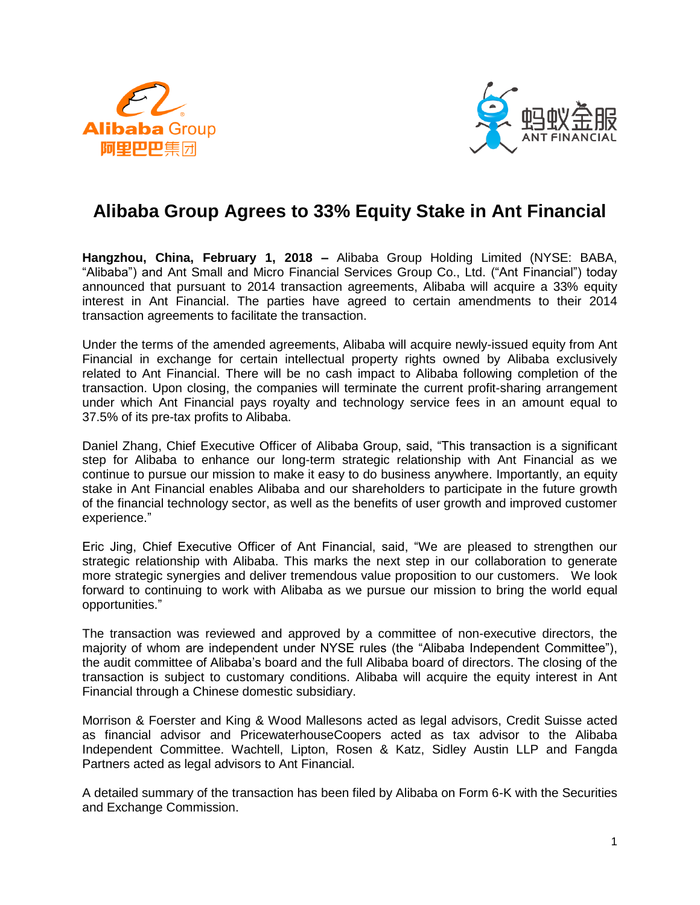# Alibaba Group Agrees to 33% Equity Stake in Ant Financial

**Hangzhou, China, February 1, 2018 –** Alibaba Group Holding Limited (NYSE: BABA, "Alibaba") and Ant Small and Micro Financial Services Group Co., Ltd. ("Ant Financial") today announced that pursuant to 2014 transaction agreements, Alibaba will acquire a 33% equity interest in Ant Financial. The parties have agreed to certain amendments to their 2014 transaction agreements to facilitate the transaction.

Under the terms of the amended agreements, Alibaba will acquire newly-issued equity from Ant Financial in exchange for certain intellectual property rights owned by Alibaba exclusively related to Ant Financial. There will be no cash impact to Alibaba following completion of the transaction. Upon closing, the companies will terminate the current profit-sharing arrangement under which Ant Financial pays royalty and technology service fees in an amount equal to 37.5% of its pre-tax profits to Alibaba.

Daniel Zhang, Chief Executive Officer of Alibaba Group, said, "This transaction is a significant step for Alibaba to enhance our long-term strategic relationship with Ant Financial as we continue to pursue our mission to make it easy to do business anywhere. Importantly, an equity stake in Ant Financial enables Alibaba and our shareholders to participate in the future growth of the financial technology sector, as well as the benefits of user growth and improved customer experience."

Eric Jing, Chief Executive Officer of Ant Financial, said, "We are pleased to strengthen our strategic relationship with Alibaba. This marks the next step in our collaboration to generate more strategic synergies and deliver tremendous value proposition to our customers. We look forward to continuing to work with Alibaba as we pursue our mission to bring the world equal opportunities."

The transaction was reviewed and approved by a committee of non-executive directors, the majority of whom are independent under NYSE rules (the "Alibaba Independent Committee"), the audit committee of Alibaba's board and the full Alibaba board of directors. The closing of the transaction is subject to customary conditions. Alibaba will acquire the equity interest in Ant Financial through a Chinese domestic subsidiary.

Morrison & Foerster and King & Wood Mallesons acted as legal advisors, Credit Suisse acted as financial advisor and PricewaterhouseCoopers acted as tax advisor to the Alibaba Independent Committee. Wachtell, Lipton, Rosen & Katz, Sidley Austin LLP and Fangda Partners acted as legal advisors to Ant Financial.

A detailed summary of the transaction has been filed by Alibaba on Form 6-K with the Securities and Exchange Commission.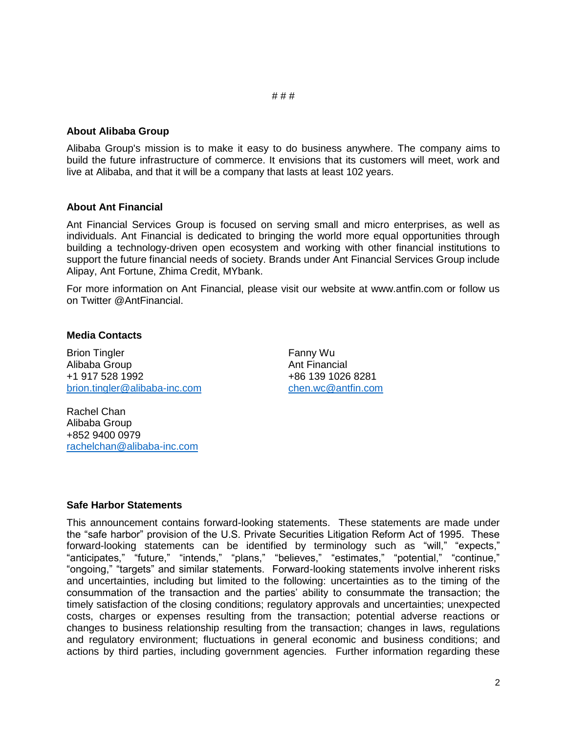# # #

**About Alibaba Group**

Alibaba Group's mission is to make it easy to do business anywhere. The company aims to build the future infrastructure of commerce. It envisions that its customers will meet, work and live at Alibaba, and that it will be a company that lasts at least 102 years.

**About Ant Financial**

Ant Financial Services Group is focused on serving small and micro enterprises, as well as individuals. Ant Financial is dedicated to bringing the world more equal opportunities through building a technology-driven open ecosystem and working with other financial institutions to support the future financial needs of society. Brands under Ant Financial Services Group include Alipay, Ant Fortune, Zhima Credit, MYbank.

For more information on Ant Financial, please visit our website at www.antfin.com or follow us on Twitter @AntFinancial.

**Media Contacts**

Brion Tingler
Alibaba Group
+1 917 528 1992
brion.tingler@alibaba-inc.com

Fanny Wu
Ant Financial
+86 139 1026 8281
chen.wc@antfin.com

Rachel Chan
Alibaba Group
+852 9400 0979
rachelchan@alibaba-inc.com

**Safe Harbor Statements**

This announcement contains forward-looking statements. These statements are made under the "safe harbor" provision of the U.S. Private Securities Litigation Reform Act of 1995. These forward-looking statements can be identified by terminology such as "will," "expects," "anticipates," "future," "intends," "plans," "believes," "estimates," "potential," "continue," "ongoing," "targets" and similar statements. Forward-looking statements involve inherent risks and uncertainties, including but limited to the following: uncertainties as to the timing of the consummation of the transaction and the parties' ability to consummate the transaction; the timely satisfaction of the closing conditions; regulatory approvals and uncertainties; unexpected costs, charges or expenses resulting from the transaction; potential adverse reactions or changes to business relationship resulting from the transaction; changes in laws, regulations and regulatory environment; fluctuations in general economic and business conditions; and actions by third parties, including government agencies. Further information regarding these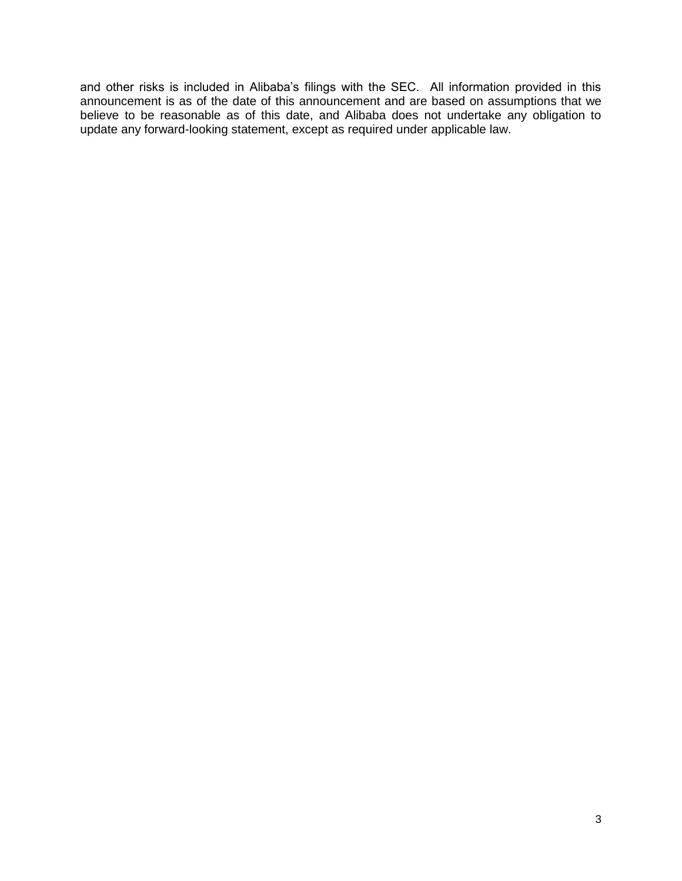and other risks is included in Alibaba's filings with the SEC. All information provided in this announcement is as of the date of this announcement and are based on assumptions that we believe to be reasonable as of this date, and Alibaba does not undertake any obligation to update any forward-looking statement, except as required under applicable law.